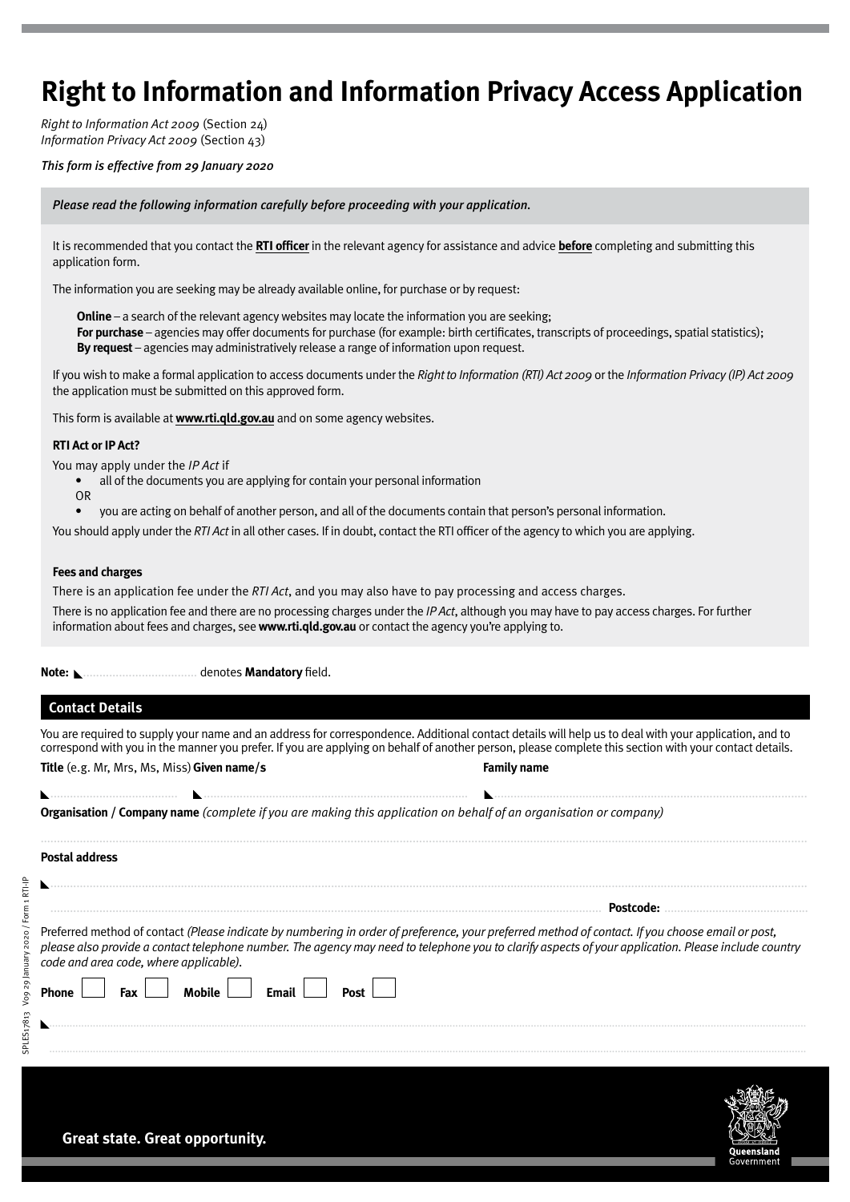# Right to Information and Information Privacy Access Application

*Right to Information Act 2009* (Section 24)
*Information Privacy Act 2009* (Section 43)

*This form is effective from 29 January 2020*

*Please read the following information carefully before proceeding with your application.*

It is recommended that you contact the **RTI officer** in the relevant agency for assistance and advice **before** completing and submitting this application form.

The information you are seeking may be already available online, for purchase or by request:

**Online** – a search of the relevant agency websites may locate the information you are seeking;
**For purchase** – agencies may offer documents for purchase (for example: birth certificates, transcripts of proceedings, spatial statistics);
**By request** – agencies may administratively release a range of information upon request.

If you wish to make a formal application to access documents under the *Right to Information (RTI) Act 2009* or the *Information Privacy (IP) Act 2009* the application must be submitted on this approved form.

This form is available at **www.rti.qld.gov.au** and on some agency websites.

**RTI Act or IP Act?**

You may apply under the *IP Act* if

- all of the documents you are applying for contain your personal information

OR

- you are acting on behalf of another person, and all of the documents contain that person's personal information.

You should apply under the *RTI Act* in all other cases. If in doubt, contact the RTI officer of the agency to which you are applying.

**Fees and charges**

There is an application fee under the *RTI Act*, and you may also have to pay processing and access charges.

There is no application fee and there are no processing charges under the *IP Act*, although you may have to pay access charges. For further information about fees and charges, see **www.rti.qld.gov.au** or contact the agency you're applying to.

**Note:** ◣.................................. denotes **Mandatory** field.

## Contact Details

You are required to supply your name and an address for correspondence. Additional contact details will help us to deal with your application, and to correspond with you in the manner you prefer. If you are applying on behalf of another person, please complete this section with your contact details.

**Title** (e.g. Mr, Mrs, Ms, Miss) **Given name/s** **Family name**

◣.................................. ◣.................................. ◣..................................

**Organisation / Company name** *(complete if you are making this application on behalf of an organisation or company)*

..................................

**Postal address**

◣..................................

.................................. **Postcode:** ..................................

Preferred method of contact *(Please indicate by numbering in order of preference, your preferred method of contact. If you choose email or post, please also provide a contact telephone number. The agency may need to telephone you to clarify aspects of your application. Please include country code and area code, where applicable).*

**Phone** ☐ **Fax** ☐ **Mobile** ☐ **Email** ☐ **Post** ☐

◣..................................

..................................

**Great state. Great opportunity.**

Queensland Government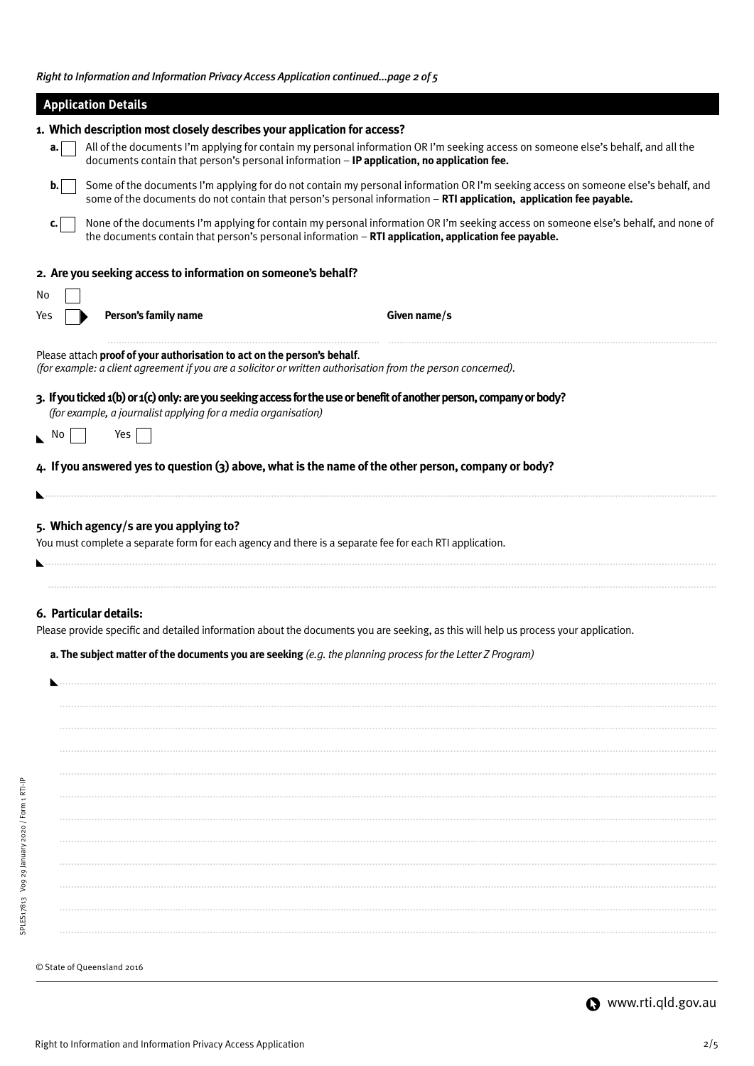## Application Details

**1. Which description most closely describes your application for access?**

- **a.** ☐ All of the documents I'm applying for contain my personal information OR I'm seeking access on someone else's behalf, and all the documents contain that person's personal information – **IP application, no application fee.**
- **b.** ☐ Some of the documents I'm applying for do not contain my personal information OR I'm seeking access on someone else's behalf, and some of the documents do not contain that person's personal information – **RTI application, application fee payable.**
- **c.** ☐ None of the documents I'm applying for contain my personal information OR I'm seeking access on someone else's behalf, and none of the documents contain that person's personal information – **RTI application, application fee payable.**

**2. Are you seeking access to information on someone's behalf?**

No ☐

Yes ☐ **Person's family name** .................................... **Given name/s** ....................................

Please attach **proof of your authorisation to act on the person's behalf**.
*(for example: a client agreement if you are a solicitor or written authorisation from the person concerned).*

**3. If you ticked 1(b) or 1(c) only: are you seeking access for the use or benefit of another person, company or body?**
*(for example, a journalist applying for a media organisation)*

No ☐ Yes ☐

**4. If you answered yes to question (3) above, what is the name of the other person, company or body?**

..........................................................................................

**5. Which agency/s are you applying to?**

You must complete a separate form for each agency and there is a separate fee for each RTI application.

..........................................................................................

..........................................................................................

**6. Particular details:**

Please provide specific and detailed information about the documents you are seeking, as this will help us process your application.

**a. The subject matter of the documents you are seeking** *(e.g. the planning process for the Letter Z Program)*

..........................................................................................

..........................................................................................

..........................................................................................

..........................................................................................

..........................................................................................

..........................................................................................

..........................................................................................

..........................................................................................

..........................................................................................

..........................................................................................

..........................................................................................

..........................................................................................

© State of Queensland 2016

SPLES17813 V09 29 January 2020 / Form 1 RTI-IP

www.rti.qld.gov.au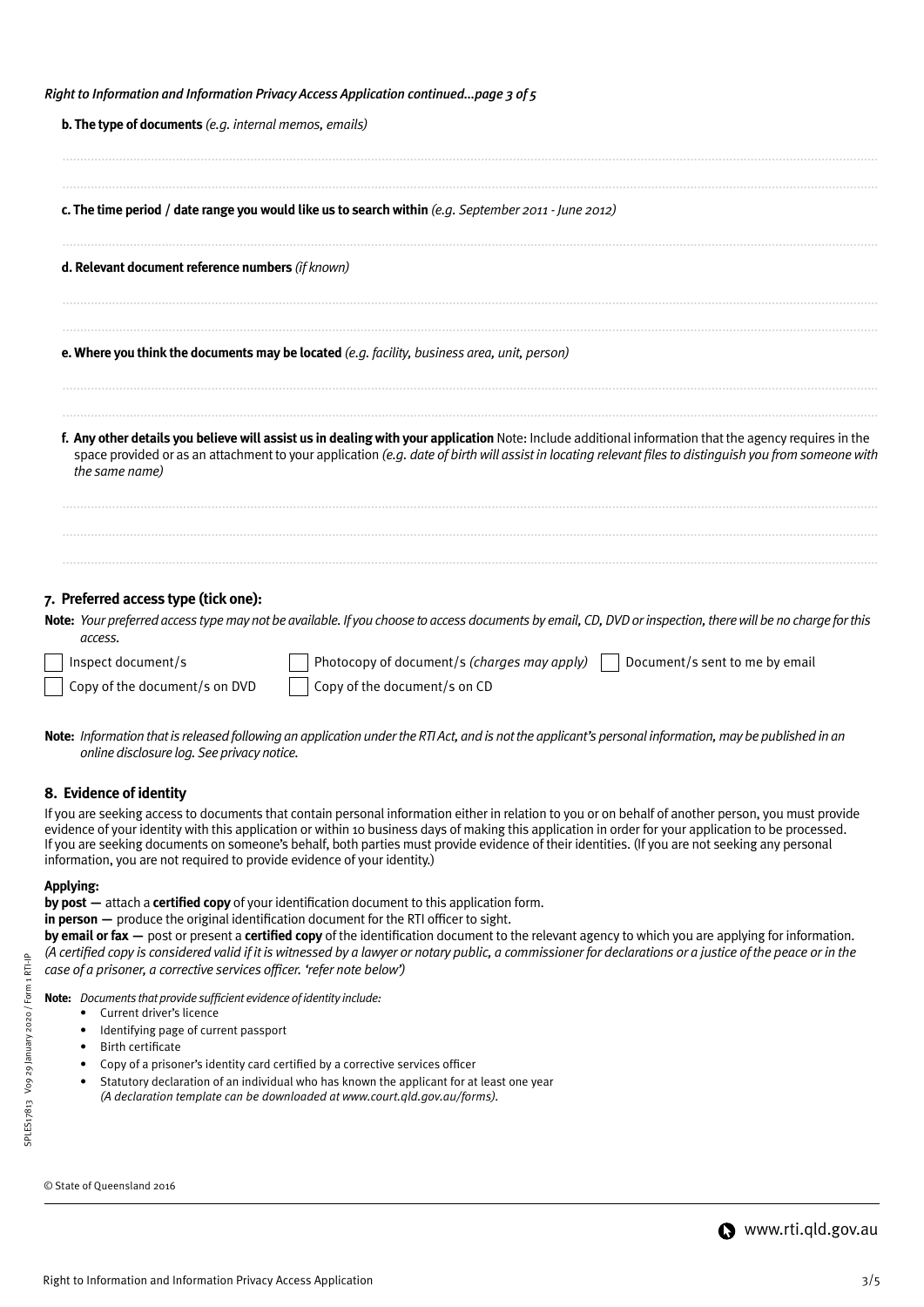*Right to Information and Information Privacy Access Application continued...page 3 of 5*

**b. The type of documents** *(e.g. internal memos, emails)*

..................................................................................................................................................................................................

..................................................................................................................................................................................................

**c. The time period / date range you would like us to search within** *(e.g. September 2011 - June 2012)*

..................................................................................................................................................................................................

**d. Relevant document reference numbers** *(if known)*

..................................................................................................................................................................................................

..................................................................................................................................................................................................

**e. Where you think the documents may be located** *(e.g. facility, business area, unit, person)*

..................................................................................................................................................................................................

..................................................................................................................................................................................................

**f. Any other details you believe will assist us in dealing with your application** Note: Include additional information that the agency requires in the space provided or as an attachment to your application *(e.g. date of birth will assist in locating relevant files to distinguish you from someone with the same name)*

..................................................................................................................................................................................................

..................................................................................................................................................................................................

..................................................................................................................................................................................................

## 7. Preferred access type (tick one):

**Note:** *Your preferred access type may not be available. If you choose to access documents by email, CD, DVD or inspection, there will be no charge for this access.*

☐ Inspect document/s ☐ Photocopy of document/s *(charges may apply)* ☐ Document/s sent to me by email

☐ Copy of the document/s on DVD ☐ Copy of the document/s on CD

**Note:** *Information that is released following an application under the RTI Act, and is not the applicant's personal information, may be published in an online disclosure log. See privacy notice.*

## 8. Evidence of identity

If you are seeking access to documents that contain personal information either in relation to you or on behalf of another person, you must provide evidence of your identity with this application or within 10 business days of making this application in order for your application to be processed. If you are seeking documents on someone's behalf, both parties must provide evidence of their identities. (If you are not seeking any personal information, you are not required to provide evidence of your identity.)

**Applying:**

**by post —** attach a **certified copy** of your identification document to this application form.

**in person —** produce the original identification document for the RTI officer to sight.

**by email or fax —** post or present a **certified copy** of the identification document to the relevant agency to which you are applying for information. *(A certified copy is considered valid if it is witnessed by a lawyer or notary public, a commissioner for declarations or a justice of the peace or in the case of a prisoner, a corrective services officer. 'refer note below')*

**Note:** *Documents that provide sufficient evidence of identity include:*

- Current driver's licence
- Identifying page of current passport
- Birth certificate
- Copy of a prisoner's identity card certified by a corrective services officer
- Statutory declaration of an individual who has known the applicant for at least one year *(A declaration template can be downloaded at www.court.qld.gov.au/forms).*

SPLES17813 V09 29 January 2020 / Form 1 RTI-IP

© State of Queensland 2016

www.rti.qld.gov.au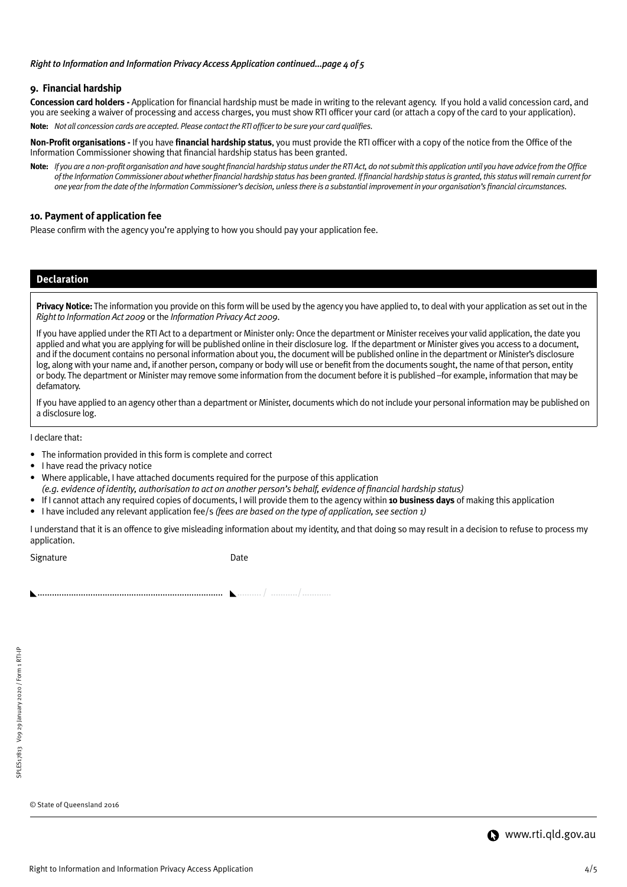*Right to Information and Information Privacy Access Application continued...page 4 of 5*

## 9. Financial hardship

**Concession card holders -** Application for financial hardship must be made in writing to the relevant agency. If you hold a valid concession card, and you are seeking a waiver of processing and access charges, you must show RTI officer your card (or attach a copy of the card to your application).

**Note:** *Not all concession cards are accepted. Please contact the RTI officer to be sure your card qualifies.*

**Non-Profit organisations -** If you have **financial hardship status**, you must provide the RTI officer with a copy of the notice from the Office of the Information Commissioner showing that financial hardship status has been granted.

**Note:** *If you are a non-profit organisation and have sought financial hardship status under the RTI Act, do not submit this application until you have advice from the Office of the Information Commissioner about whether financial hardship status has been granted. If financial hardship status is granted, this status will remain current for one year from the date of the Information Commissioner's decision, unless there is a substantial improvement in your organisation's financial circumstances.*

## 10. Payment of application fee

Please confirm with the agency you're applying to how you should pay your application fee.

## Declaration

**Privacy Notice:** The information you provide on this form will be used by the agency you have applied to, to deal with your application as set out in the *Right to Information Act 2009* or the *Information Privacy Act 2009*.

If you have applied under the RTI Act to a department or Minister only: Once the department or Minister receives your valid application, the date you applied and what you are applying for will be published online in their disclosure log. If the department or Minister gives you access to a document, and if the document contains no personal information about you, the document will be published online in the department or Minister's disclosure log, along with your name and, if another person, company or body will use or benefit from the documents sought, the name of that person, entity or body. The department or Minister may remove some information from the document before it is published –for example, information that may be defamatory.

If you have applied to an agency other than a department or Minister, documents which do not include your personal information may be published on a disclosure log.

I declare that:

- The information provided in this form is complete and correct
- I have read the privacy notice
- Where applicable, I have attached documents required for the purpose of this application
  *(e.g. evidence of identity, authorisation to act on another person's behalf, evidence of financial hardship status)*
- If I cannot attach any required copies of documents, I will provide them to the agency within **10 business days** of making this application
- I have included any relevant application fee/s *(fees are based on the type of application, see section 1)*

I understand that it is an offence to give misleading information about my identity, and that doing so may result in a decision to refuse to process my application.

Signature ........................................................................

Date ......... / .........../...........

SPLES17813 V09 29 January 2020 / Form 1 RTI-IP

© State of Queensland 2016

www.rti.qld.gov.au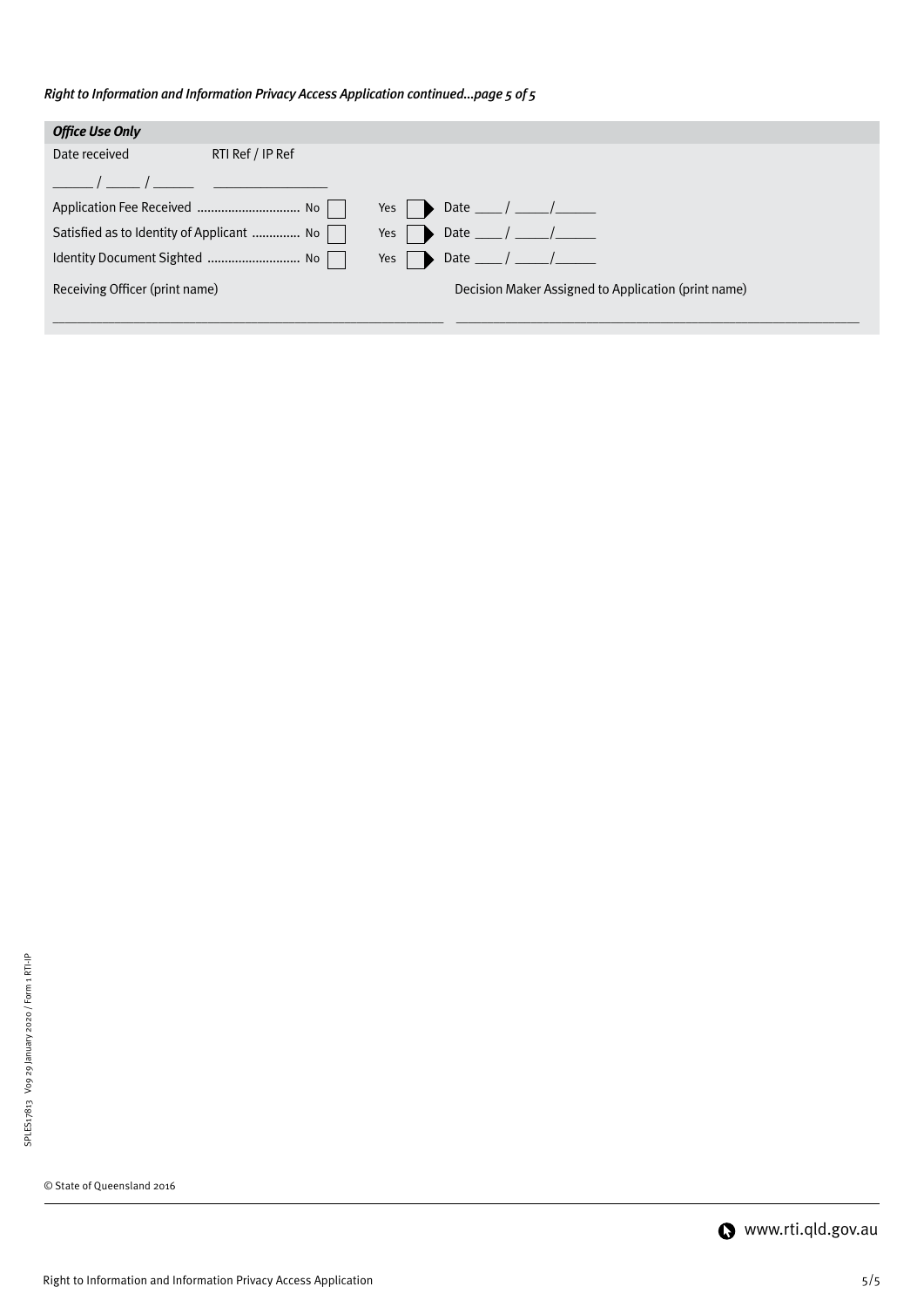*Right to Information and Information Privacy Access Application continued...page 5 of 5*

***Office Use Only***

Date received ______ / _____ / ______

RTI Ref / IP Ref ________________

Application Fee Received ............................. No ☐ Yes ☐ ▶ Date ____ / _____/______

Satisfied as to Identity of Applicant ............. No ☐ Yes ☐ ▶ Date ____ / _____/______

Identity Document Sighted .......................... No ☐ Yes ☐ ▶ Date ____ / _____/______

Receiving Officer (print name)

________________________________________________________

Decision Maker Assigned to Application (print name)

________________________________________________________

SPLES17813 V09 29 January 2020 / Form 1 RTI-IP

© State of Queensland 2016

www.rti.qld.gov.au